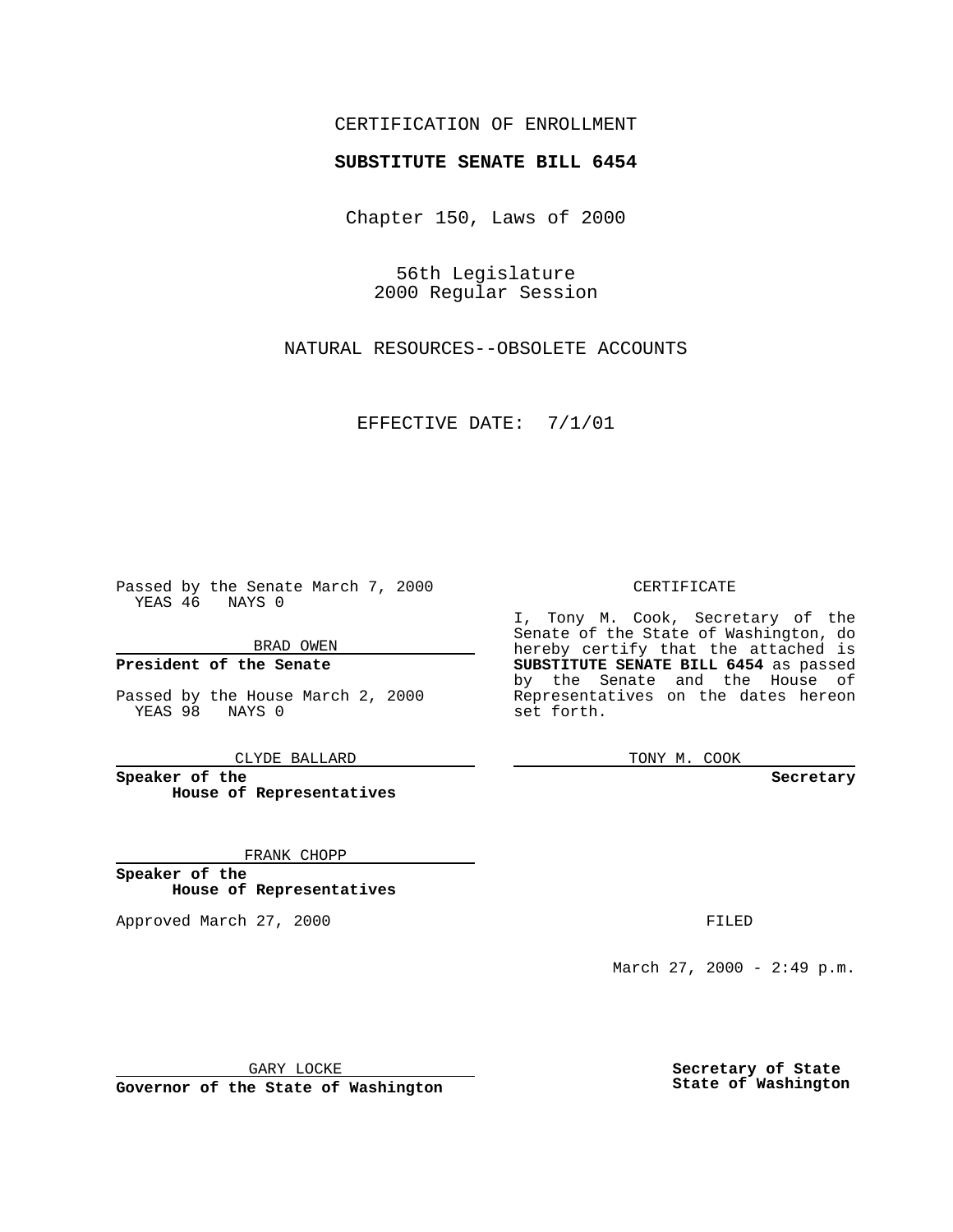CERTIFICATION OF ENROLLMENT

**SUBSTITUTE SENATE BILL 6454**

Chapter 150, Laws of 2000

56th Legislature
2000 Regular Session

NATURAL RESOURCES--OBSOLETE ACCOUNTS

EFFECTIVE DATE: 7/1/01

Passed by the Senate March 7, 2000
YEAS 46 NAYS 0

BRAD OWEN

**President of the Senate**

Passed by the House March 2, 2000
YEAS 98 NAYS 0

CLYDE BALLARD

**Speaker of the House of Representatives**

FRANK CHOPP

**Speaker of the House of Representatives**

Approved March 27, 2000

GARY LOCKE

**Governor of the State of Washington**

CERTIFICATE

I, Tony M. Cook, Secretary of the Senate of the State of Washington, do hereby certify that the attached is **SUBSTITUTE SENATE BILL 6454** as passed by the Senate and the House of Representatives on the dates hereon set forth.

TONY M. COOK

**Secretary**

FILED

March 27, 2000 - 2:49 p.m.

**Secretary of State**
**State of Washington**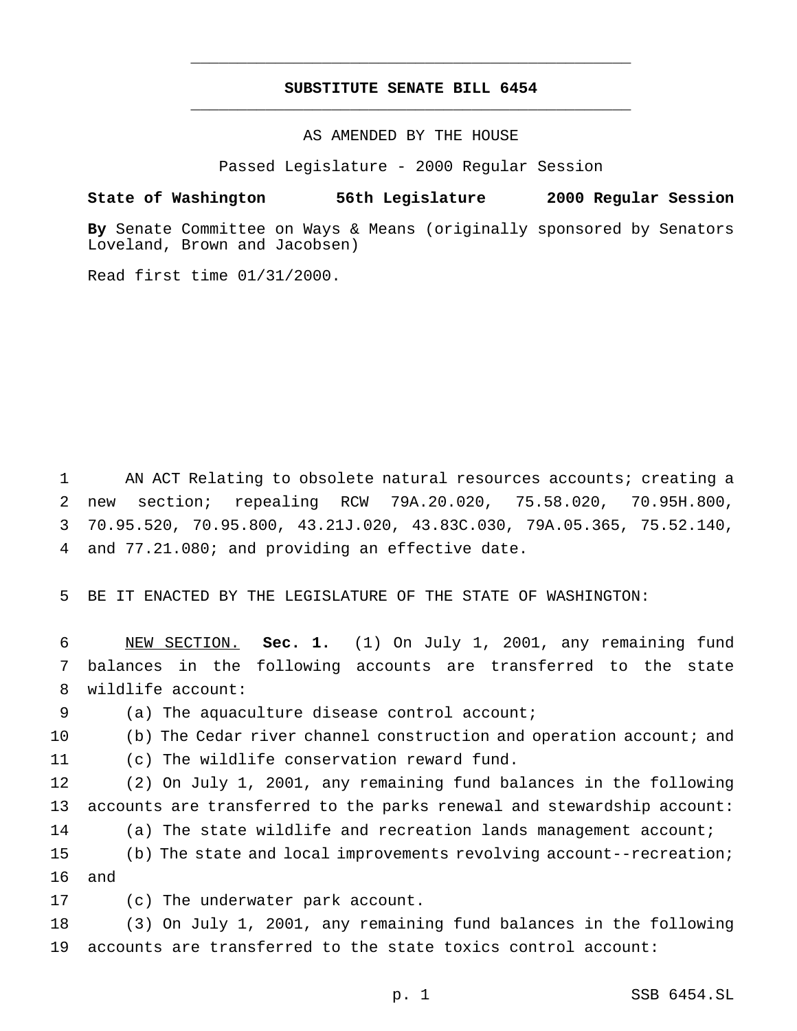# SUBSTITUTE SENATE BILL 6454

AS AMENDED BY THE HOUSE

Passed Legislature - 2000 Regular Session

**State of Washington 56th Legislature 2000 Regular Session**

**By** Senate Committee on Ways & Means (originally sponsored by Senators Loveland, Brown and Jacobsen)

Read first time 01/31/2000.

AN ACT Relating to obsolete natural resources accounts; creating a new section; repealing RCW 79A.20.020, 75.58.020, 70.95H.800, 70.95.520, 70.95.800, 43.21J.020, 43.83C.030, 79A.05.365, 75.52.140, and 77.21.080; and providing an effective date.

BE IT ENACTED BY THE LEGISLATURE OF THE STATE OF WASHINGTON:

NEW SECTION. **Sec. 1.** (1) On July 1, 2001, any remaining fund balances in the following accounts are transferred to the state wildlife account:

(a) The aquaculture disease control account;

(b) The Cedar river channel construction and operation account; and

(c) The wildlife conservation reward fund.

(2) On July 1, 2001, any remaining fund balances in the following accounts are transferred to the parks renewal and stewardship account:

(a) The state wildlife and recreation lands management account;

(b) The state and local improvements revolving account--recreation; and

(c) The underwater park account.

(3) On July 1, 2001, any remaining fund balances in the following accounts are transferred to the state toxics control account: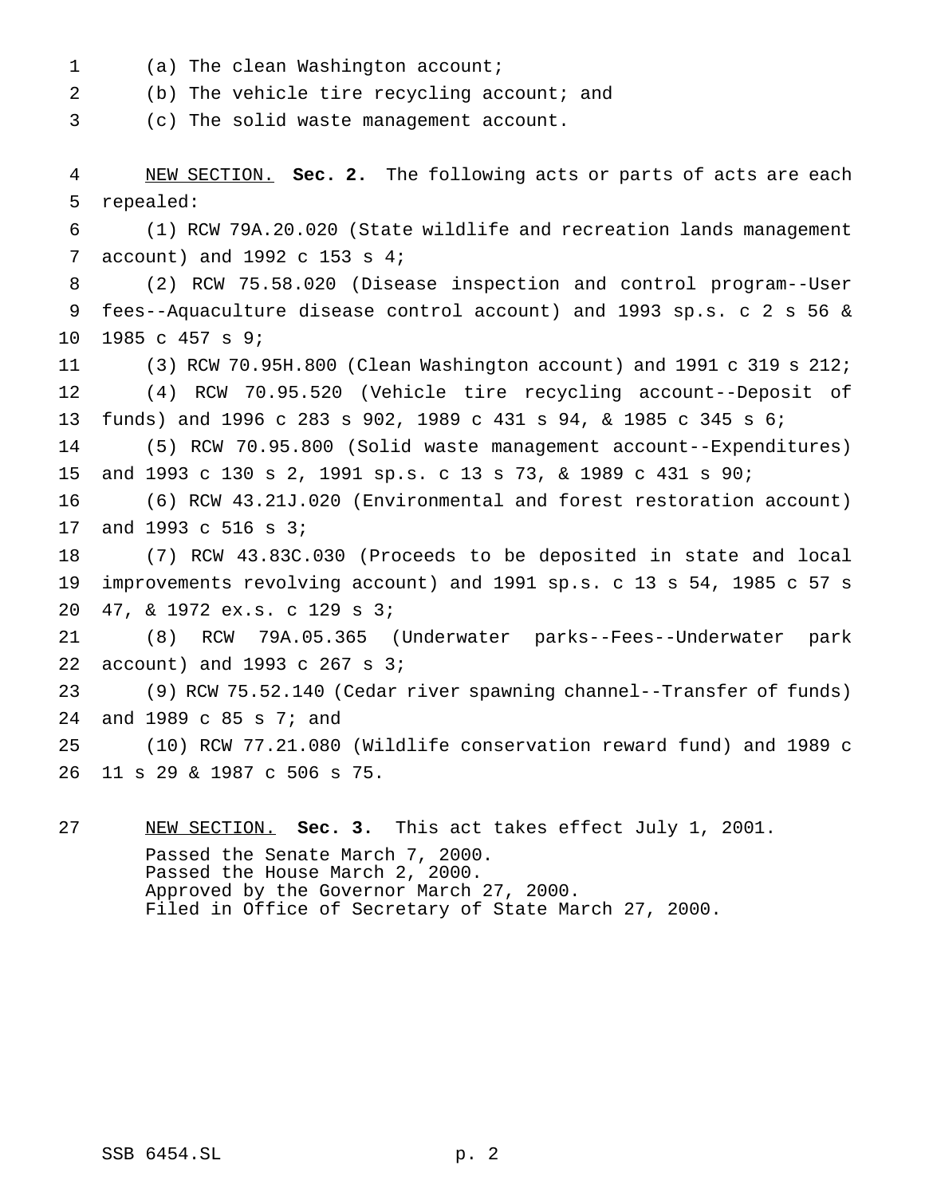(a) The clean Washington account;

(b) The vehicle tire recycling account; and

(c) The solid waste management account.

NEW SECTION. **Sec. 2.** The following acts or parts of acts are each repealed:

(1) RCW 79A.20.020 (State wildlife and recreation lands management account) and 1992 c 153 s 4;

(2) RCW 75.58.020 (Disease inspection and control program--User fees--Aquaculture disease control account) and 1993 sp.s. c 2 s 56 & 1985 c 457 s 9;

(3) RCW 70.95H.800 (Clean Washington account) and 1991 c 319 s 212;

(4) RCW 70.95.520 (Vehicle tire recycling account--Deposit of funds) and 1996 c 283 s 902, 1989 c 431 s 94, & 1985 c 345 s 6;

(5) RCW 70.95.800 (Solid waste management account--Expenditures) and 1993 c 130 s 2, 1991 sp.s. c 13 s 73, & 1989 c 431 s 90;

(6) RCW 43.21J.020 (Environmental and forest restoration account) and 1993 c 516 s 3;

(7) RCW 43.83C.030 (Proceeds to be deposited in state and local improvements revolving account) and 1991 sp.s. c 13 s 54, 1985 c 57 s 47, & 1972 ex.s. c 129 s 3;

(8) RCW 79A.05.365 (Underwater parks--Fees--Underwater park account) and 1993 c 267 s 3;

(9) RCW 75.52.140 (Cedar river spawning channel--Transfer of funds) and 1989 c 85 s 7; and

(10) RCW 77.21.080 (Wildlife conservation reward fund) and 1989 c 11 s 29 & 1987 c 506 s 75.

NEW SECTION. **Sec. 3.** This act takes effect July 1, 2001.

Passed the Senate March 7, 2000.
Passed the House March 2, 2000.
Approved by the Governor March 27, 2000.
Filed in Office of Secretary of State March 27, 2000.